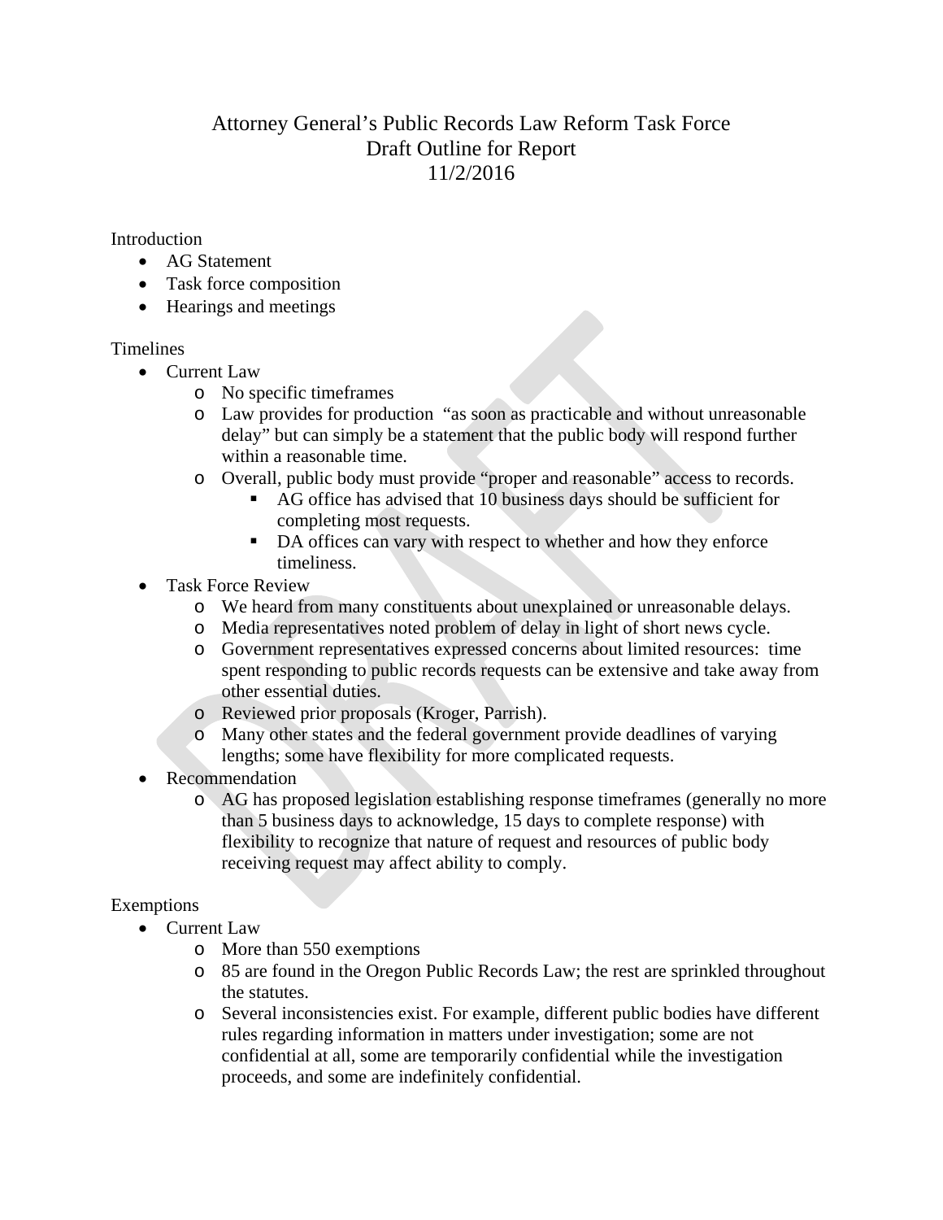# Attorney General's Public Records Law Reform Task Force
## Draft Outline for Report
### 11/2/2016

Introduction

- AG Statement
- Task force composition
- Hearings and meetings

Timelines

- Current Law
  - No specific timeframes
  - Law provides for production "as soon as practicable and without unreasonable delay" but can simply be a statement that the public body will respond further within a reasonable time.
  - Overall, public body must provide "proper and reasonable" access to records.
    - AG office has advised that 10 business days should be sufficient for completing most requests.
    - DA offices can vary with respect to whether and how they enforce timeliness.
- Task Force Review
  - We heard from many constituents about unexplained or unreasonable delays.
  - Media representatives noted problem of delay in light of short news cycle.
  - Government representatives expressed concerns about limited resources: time spent responding to public records requests can be extensive and take away from other essential duties.
  - Reviewed prior proposals (Kroger, Parrish).
  - Many other states and the federal government provide deadlines of varying lengths; some have flexibility for more complicated requests.
- Recommendation
  - AG has proposed legislation establishing response timeframes (generally no more than 5 business days to acknowledge, 15 days to complete response) with flexibility to recognize that nature of request and resources of public body receiving request may affect ability to comply.

Exemptions

- Current Law
  - More than 550 exemptions
  - 85 are found in the Oregon Public Records Law; the rest are sprinkled throughout the statutes.
  - Several inconsistencies exist. For example, different public bodies have different rules regarding information in matters under investigation; some are not confidential at all, some are temporarily confidential while the investigation proceeds, and some are indefinitely confidential.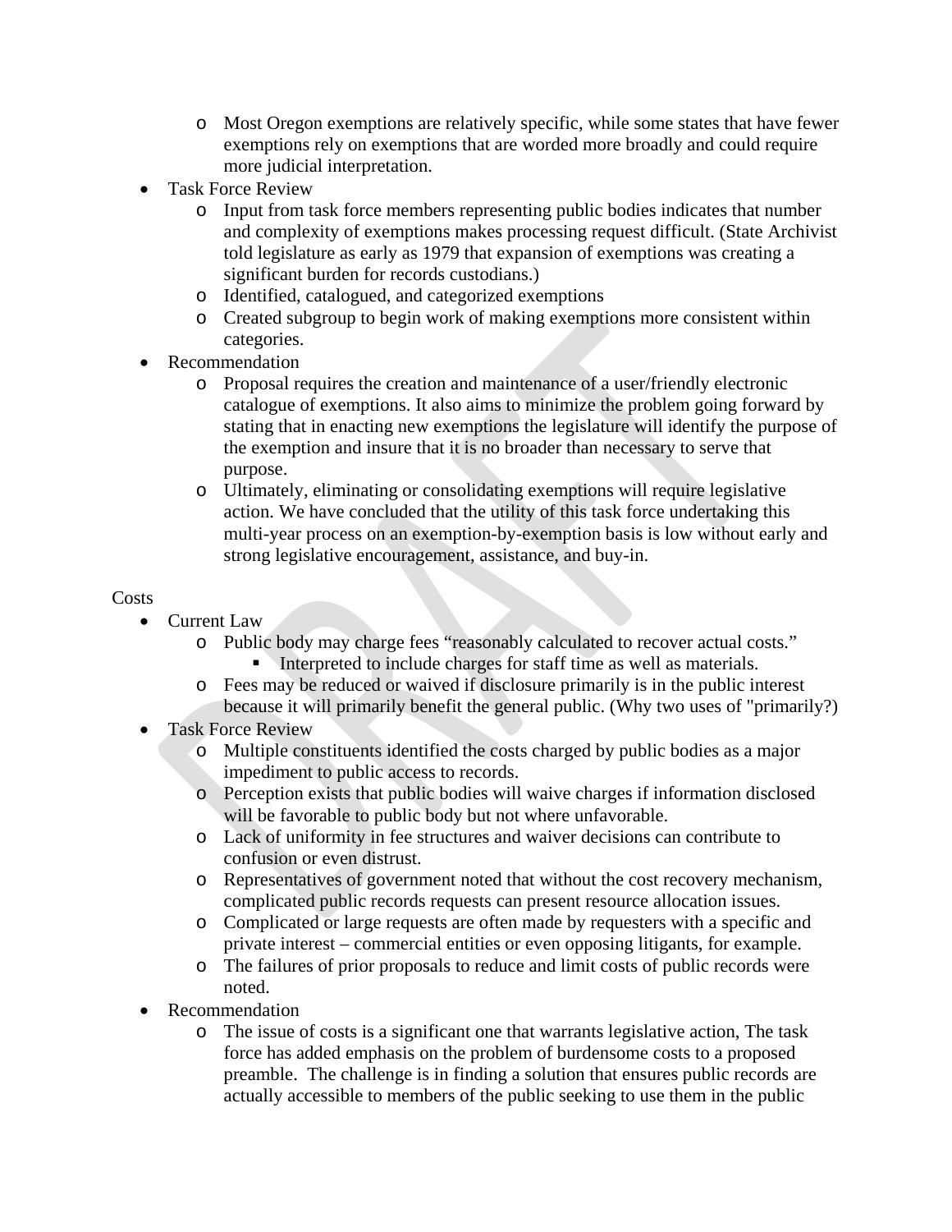- Most Oregon exemptions are relatively specific, while some states that have fewer exemptions rely on exemptions that are worded more broadly and could require more judicial interpretation.
- Task Force Review
    - Input from task force members representing public bodies indicates that number and complexity of exemptions makes processing request difficult. (State Archivist told legislature as early as 1979 that expansion of exemptions was creating a significant burden for records custodians.)
    - Identified, catalogued, and categorized exemptions
    - Created subgroup to begin work of making exemptions more consistent within categories.
- Recommendation
    - Proposal requires the creation and maintenance of a user/friendly electronic catalogue of exemptions. It also aims to minimize the problem going forward by stating that in enacting new exemptions the legislature will identify the purpose of the exemption and insure that it is no broader than necessary to serve that purpose.
    - Ultimately, eliminating or consolidating exemptions will require legislative action. We have concluded that the utility of this task force undertaking this multi-year process on an exemption-by-exemption basis is low without early and strong legislative encouragement, assistance, and buy-in.

Costs

- Current Law
    - Public body may charge fees "reasonably calculated to recover actual costs."
        - Interpreted to include charges for staff time as well as materials.
    - Fees may be reduced or waived if disclosure primarily is in the public interest because it will primarily benefit the general public. (Why two uses of "primarily?)
- Task Force Review
    - Multiple constituents identified the costs charged by public bodies as a major impediment to public access to records.
    - Perception exists that public bodies will waive charges if information disclosed will be favorable to public body but not where unfavorable.
    - Lack of uniformity in fee structures and waiver decisions can contribute to confusion or even distrust.
    - Representatives of government noted that without the cost recovery mechanism, complicated public records requests can present resource allocation issues.
    - Complicated or large requests are often made by requesters with a specific and private interest – commercial entities or even opposing litigants, for example.
    - The failures of prior proposals to reduce and limit costs of public records were noted.
- Recommendation
    - The issue of costs is a significant one that warrants legislative action, The task force has added emphasis on the problem of burdensome costs to a proposed preamble. The challenge is in finding a solution that ensures public records are actually accessible to members of the public seeking to use them in the public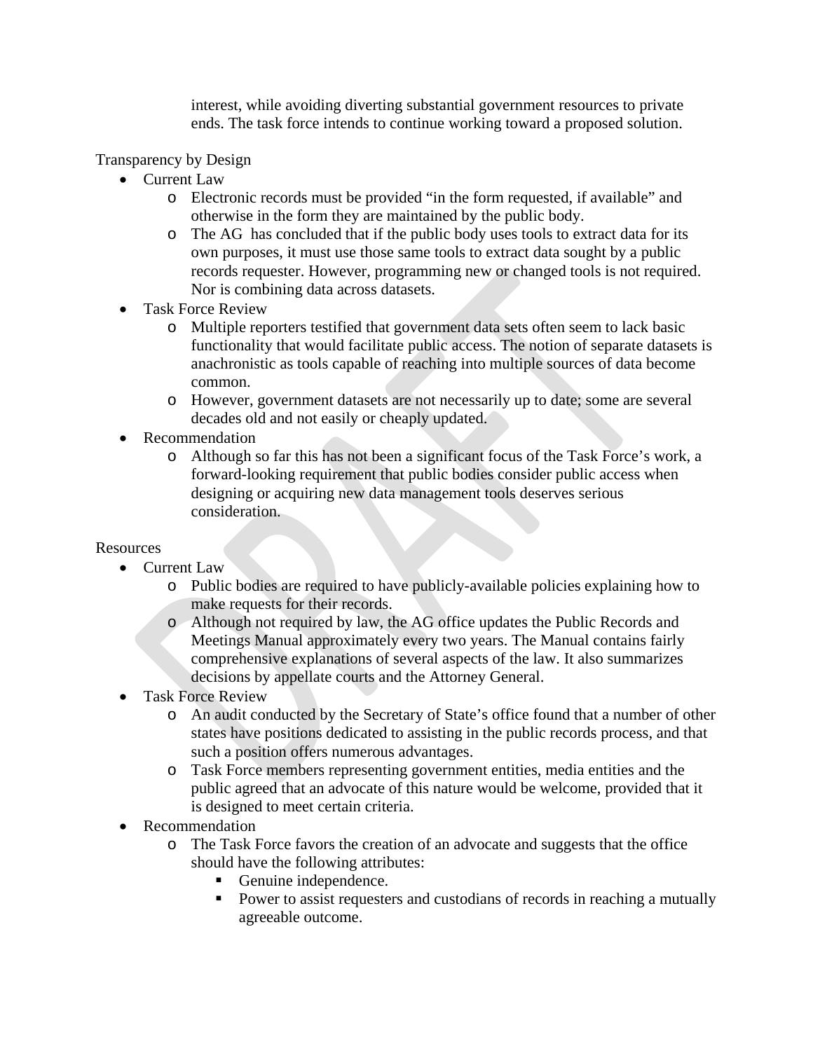interest, while avoiding diverting substantial government resources to private ends. The task force intends to continue working toward a proposed solution.

Transparency by Design

- Current Law
  - Electronic records must be provided "in the form requested, if available" and otherwise in the form they are maintained by the public body.
  - The AG has concluded that if the public body uses tools to extract data for its own purposes, it must use those same tools to extract data sought by a public records requester. However, programming new or changed tools is not required. Nor is combining data across datasets.
- Task Force Review
  - Multiple reporters testified that government data sets often seem to lack basic functionality that would facilitate public access. The notion of separate datasets is anachronistic as tools capable of reaching into multiple sources of data become common.
  - However, government datasets are not necessarily up to date; some are several decades old and not easily or cheaply updated.
- Recommendation
  - Although so far this has not been a significant focus of the Task Force's work, a forward-looking requirement that public bodies consider public access when designing or acquiring new data management tools deserves serious consideration.

Resources

- Current Law
  - Public bodies are required to have publicly-available policies explaining how to make requests for their records.
  - Although not required by law, the AG office updates the Public Records and Meetings Manual approximately every two years. The Manual contains fairly comprehensive explanations of several aspects of the law. It also summarizes decisions by appellate courts and the Attorney General.
- Task Force Review
  - An audit conducted by the Secretary of State's office found that a number of other states have positions dedicated to assisting in the public records process, and that such a position offers numerous advantages.
  - Task Force members representing government entities, media entities and the public agreed that an advocate of this nature would be welcome, provided that it is designed to meet certain criteria.
- Recommendation
  - The Task Force favors the creation of an advocate and suggests that the office should have the following attributes:
    - Genuine independence.
    - Power to assist requesters and custodians of records in reaching a mutually agreeable outcome.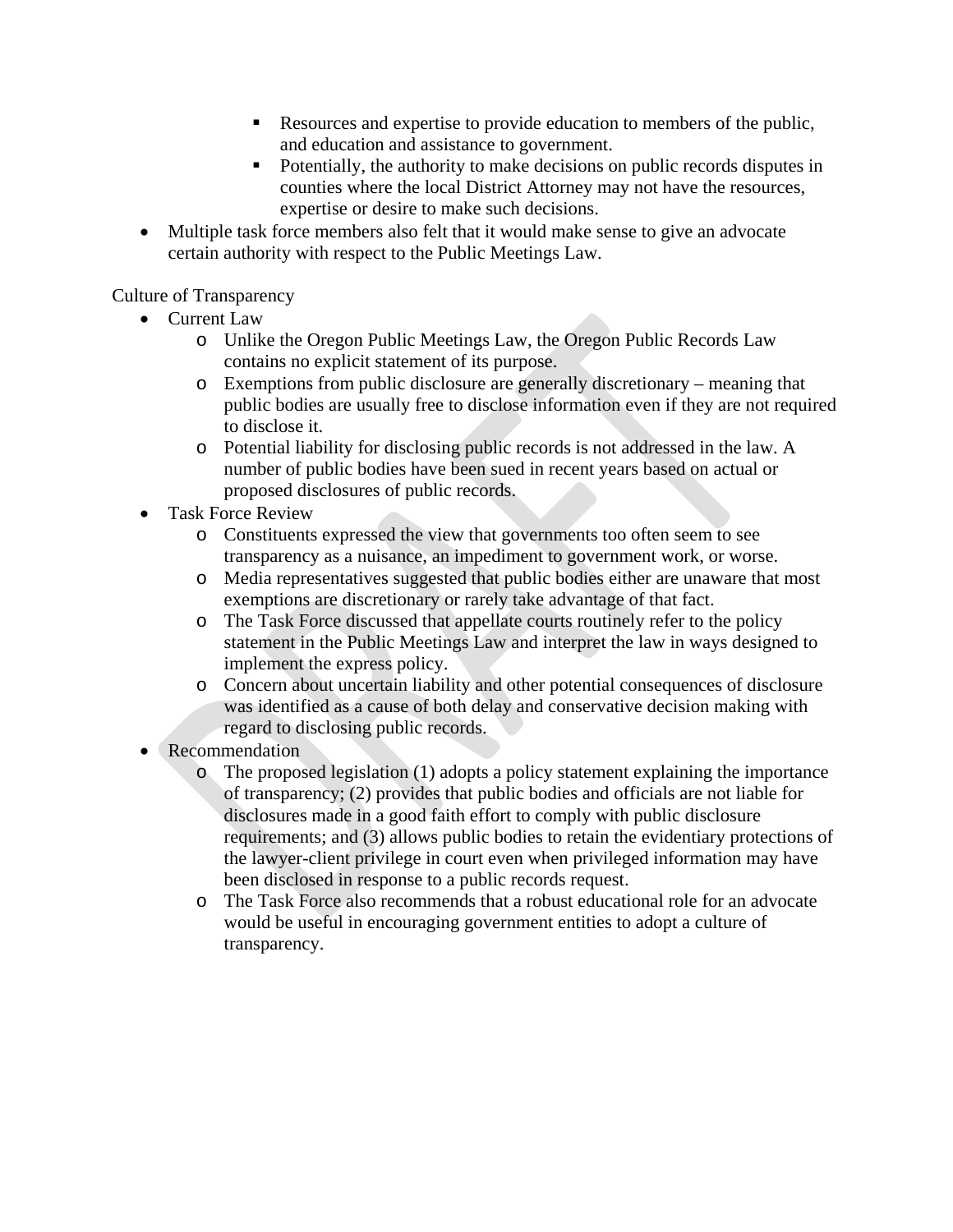- Resources and expertise to provide education to members of the public, and education and assistance to government.
    - Potentially, the authority to make decisions on public records disputes in counties where the local District Attorney may not have the resources, expertise or desire to make such decisions.
- Multiple task force members also felt that it would make sense to give an advocate certain authority with respect to the Public Meetings Law.

Culture of Transparency

- Current Law
  - Unlike the Oregon Public Meetings Law, the Oregon Public Records Law contains no explicit statement of its purpose.
  - Exemptions from public disclosure are generally discretionary – meaning that public bodies are usually free to disclose information even if they are not required to disclose it.
  - Potential liability for disclosing public records is not addressed in the law. A number of public bodies have been sued in recent years based on actual or proposed disclosures of public records.
- Task Force Review
  - Constituents expressed the view that governments too often seem to see transparency as a nuisance, an impediment to government work, or worse.
  - Media representatives suggested that public bodies either are unaware that most exemptions are discretionary or rarely take advantage of that fact.
  - The Task Force discussed that appellate courts routinely refer to the policy statement in the Public Meetings Law and interpret the law in ways designed to implement the express policy.
  - Concern about uncertain liability and other potential consequences of disclosure was identified as a cause of both delay and conservative decision making with regard to disclosing public records.
- Recommendation
  - The proposed legislation (1) adopts a policy statement explaining the importance of transparency; (2) provides that public bodies and officials are not liable for disclosures made in a good faith effort to comply with public disclosure requirements; and (3) allows public bodies to retain the evidentiary protections of the lawyer-client privilege in court even when privileged information may have been disclosed in response to a public records request.
  - The Task Force also recommends that a robust educational role for an advocate would be useful in encouraging government entities to adopt a culture of transparency.